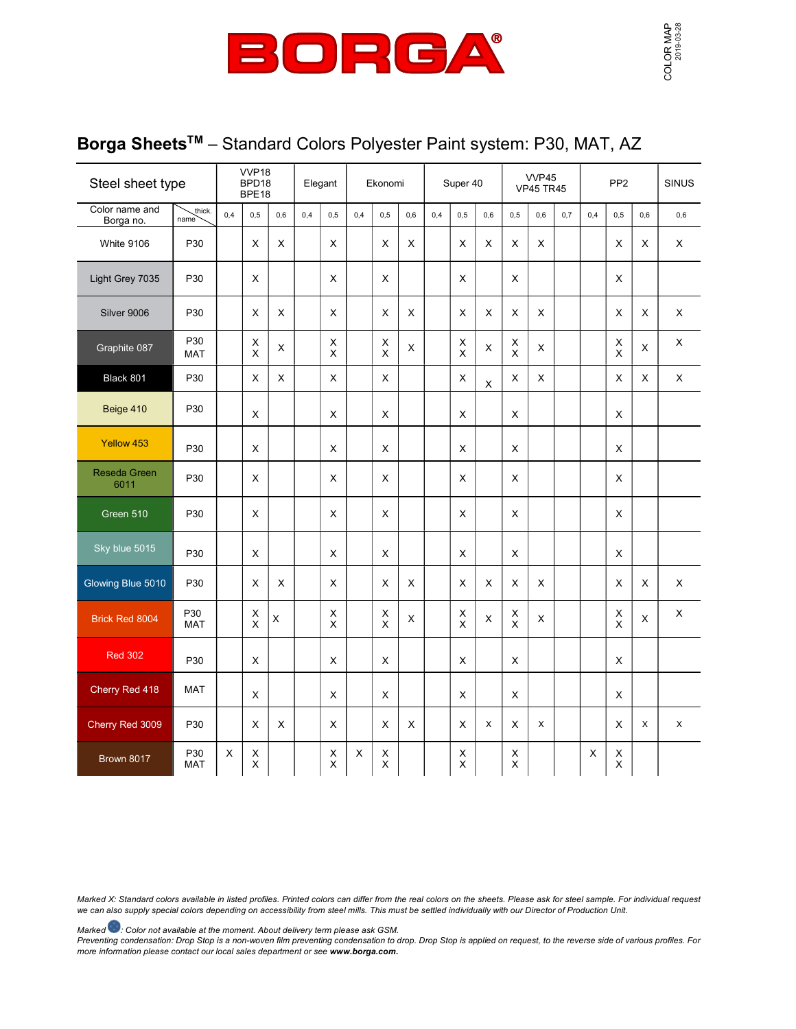# BORGA®

COLOR MAP
2019-03-28

## Borga Sheets™ – Standard Colors Polyester Paint system: P30, MAT, AZ

| Steel sheet type | | VVP18 BPD18 BPE18 | | | Elegant | | Ekonomi | | | Super 40 | | | VVP45 VP45 TR45 | | | PP2 | | | SINUS |
|---|---|---|---|---|---|---|---|---|---|---|---|---|---|---|---|---|---|---|---|
| Color name and Borga no. | thick. / name | 0,4 | 0,5 | 0,6 | 0,4 | 0,5 | 0,4 | 0,5 | 0,6 | 0,4 | 0,5 | 0,6 | 0,5 | 0,6 | 0,7 | 0,4 | 0,5 | 0,6 | 0,6 |
| White 9106 | P30 | | X | X | | X | | X | X | | X | X | X | X | | | X | X | X |
| Light Grey 7035 | P30 | | X | | | X | | X | | | X | | X | | | | X | | |
| Silver 9006 | P30 | | X | X | | X | | X | X | | X | X | X | X | | | X | X | X |
| Graphite 087 | P30 MAT | | X X | X | | X X | | X X | X | | X X | X | X X | X | | | X X | X | X |
| Black 801 | P30 | | X | X | | X | | X | | | X | X | X | X | | | X | X | X |
| Beige 410 | P30 | | X | | | X | | X | | | X | | X | | | | X | | |
| Yellow 453 | P30 | | X | | | X | | X | | | X | | X | | | | X | | |
| Reseda Green 6011 | P30 | | X | | | X | | X | | | X | | X | | | | X | | |
| Green 510 | P30 | | X | | | X | | X | | | X | | X | | | | X | | |
| Sky blue 5015 | P30 | | X | | | X | | X | | | X | | X | | | | X | | |
| Glowing Blue 5010 | P30 | | X | X | | X | | X | X | | X | X | X | X | | | X | X | X |
| Brick Red 8004 | P30 MAT | | X X | X | | X X | | X X | X | | X X | X | X X | X | | | X X | X | X |
| Red 302 | P30 | | X | | | X | | X | | | X | | X | | | | X | | |
| Cherry Red 418 | MAT | | X | | | X | | X | | | X | | X | | | | X | | |
| Cherry Red 3009 | P30 | | X | X | | X | | X | X | | X | X | X | X | | | X | X | X |
| Brown 8017 | P30 MAT | X | X X | | | X X | X | X X | | | X X | | X X | | | X | X X | | |

*Marked X: Standard colors available in listed profiles. Printed colors can differ from the real colors on the sheets. Please ask for steel sample. For individual request we can also supply special colors depending on accessibility from steel mills. This must be settled individually with our Director of Production Unit.*

*Marked ●: Color not available at the moment. About delivery term please ask GSM.*
*Preventing condensation: Drop Stop is a non-woven film preventing condensation to drop. Drop Stop is applied on request, to the reverse side of various profiles. For more information please contact our local sales department or see **www.borga.com.***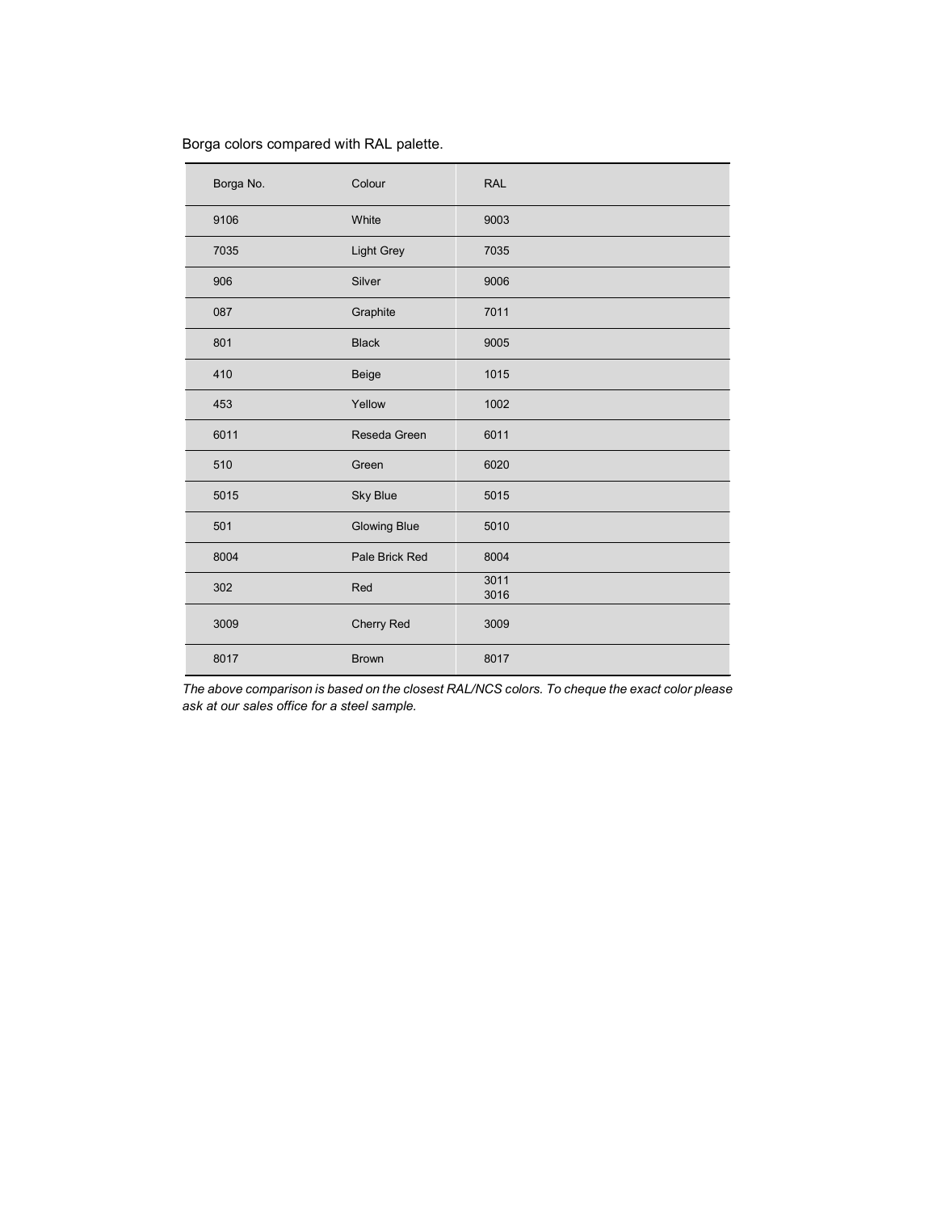Borga colors compared with RAL palette.

| Borga No. | Colour | RAL |
|---|---|---|
| 9106 | White | 9003 |
| 7035 | Light Grey | 7035 |
| 906 | Silver | 9006 |
| 087 | Graphite | 7011 |
| 801 | Black | 9005 |
| 410 | Beige | 1015 |
| 453 | Yellow | 1002 |
| 6011 | Reseda Green | 6011 |
| 510 | Green | 6020 |
| 5015 | Sky Blue | 5015 |
| 501 | Glowing Blue | 5010 |
| 8004 | Pale Brick Red | 8004 |
| 302 | Red | 3011<br>3016 |
| 3009 | Cherry Red | 3009 |
| 8017 | Brown | 8017 |

*The above comparison is based on the closest RAL/NCS colors. To cheque the exact color please ask at our sales office for a steel sample.*